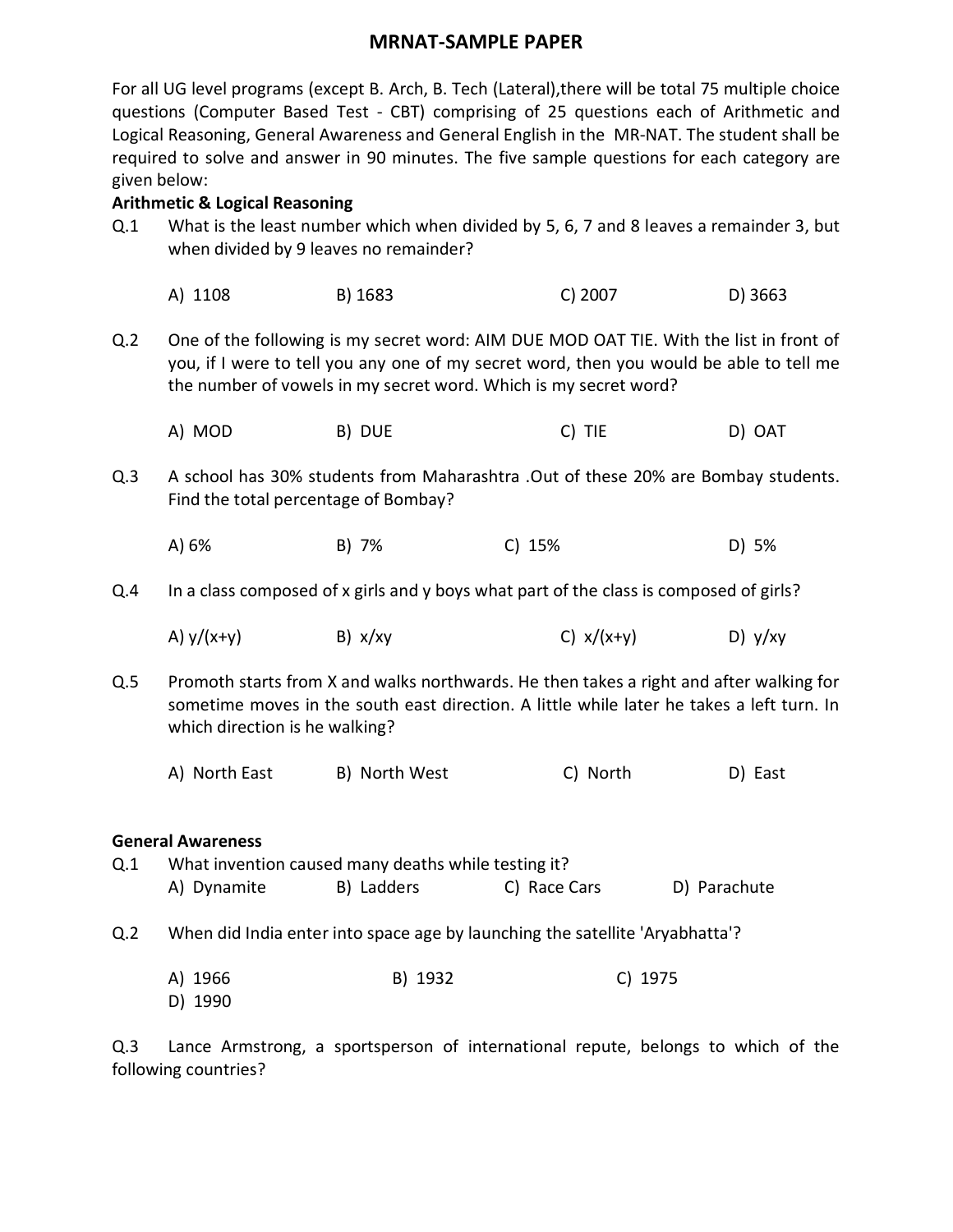# MRNAT-SAMPLE PAPER

For all UG level programs (except B. Arch, B. Tech (Lateral),there will be total 75 multiple choice questions (Computer Based Test - CBT) comprising of 25 questions each of Arithmetic and Logical Reasoning, General Awareness and General English in the MR-NAT. The student shall be required to solve and answer in 90 minutes. The five sample questions for each category are given below:

**Arithmetic & Logical Reasoning**

Q.1 What is the least number which when divided by 5, 6, 7 and 8 leaves a remainder 3, but when divided by 9 leaves no remainder?

A) 1108 B) 1683 C) 2007 D) 3663

Q.2 One of the following is my secret word: AIM DUE MOD OAT TIE. With the list in front of you, if I were to tell you any one of my secret word, then you would be able to tell me the number of vowels in my secret word. Which is my secret word?

A) MOD B) DUE C) TIE D) OAT

Q.3 A school has 30% students from Maharashtra .Out of these 20% are Bombay students. Find the total percentage of Bombay?

A) 6% B) 7% C) 15% D) 5%

Q.4 In a class composed of x girls and y boys what part of the class is composed of girls?

A) $y/(x+y)$ B) $x/xy$ C) $x/(x+y)$ D) $y/xy$

Q.5 Promoth starts from X and walks northwards. He then takes a right and after walking for sometime moves in the south east direction. A little while later he takes a left turn. In which direction is he walking?

A) North East B) North West C) North D) East

**General Awareness**

Q.1 What invention caused many deaths while testing it?

A) Dynamite B) Ladders C) Race Cars D) Parachute

Q.2 When did India enter into space age by launching the satellite 'Aryabhatta'?

A) 1966 B) 1932 C) 1975
D) 1990

Q.3 Lance Armstrong, a sportsperson of international repute, belongs to which of the following countries?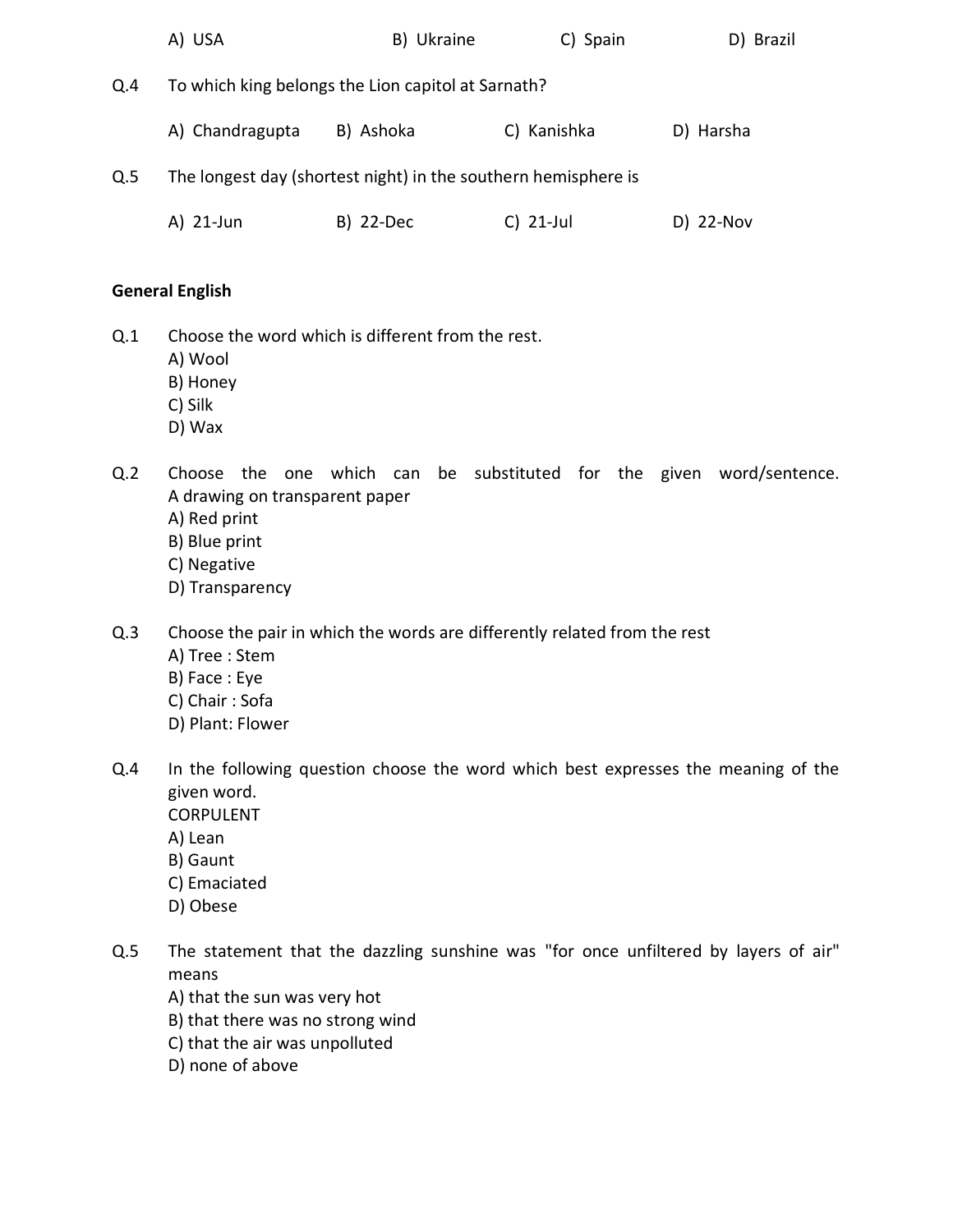A) USA B) Ukraine C) Spain D) Brazil

Q.4 To which king belongs the Lion capitol at Sarnath?

A) Chandragupta B) Ashoka C) Kanishka D) Harsha

Q.5 The longest day (shortest night) in the southern hemisphere is

A) 21-Jun B) 22-Dec C) 21-Jul D) 22-Nov

**General English**

Q.1 Choose the word which is different from the rest.
A) Wool
B) Honey
C) Silk
D) Wax

Q.2 Choose the one which can be substituted for the given word/sentence.
A drawing on transparent paper
A) Red print
B) Blue print
C) Negative
D) Transparency

Q.3 Choose the pair in which the words are differently related from the rest
A) Tree : Stem
B) Face : Eye
C) Chair : Sofa
D) Plant: Flower

Q.4 In the following question choose the word which best expresses the meaning of the given word.
CORPULENT
A) Lean
B) Gaunt
C) Emaciated
D) Obese

Q.5 The statement that the dazzling sunshine was "for once unfiltered by layers of air" means
A) that the sun was very hot
B) that there was no strong wind
C) that the air was unpolluted
D) none of above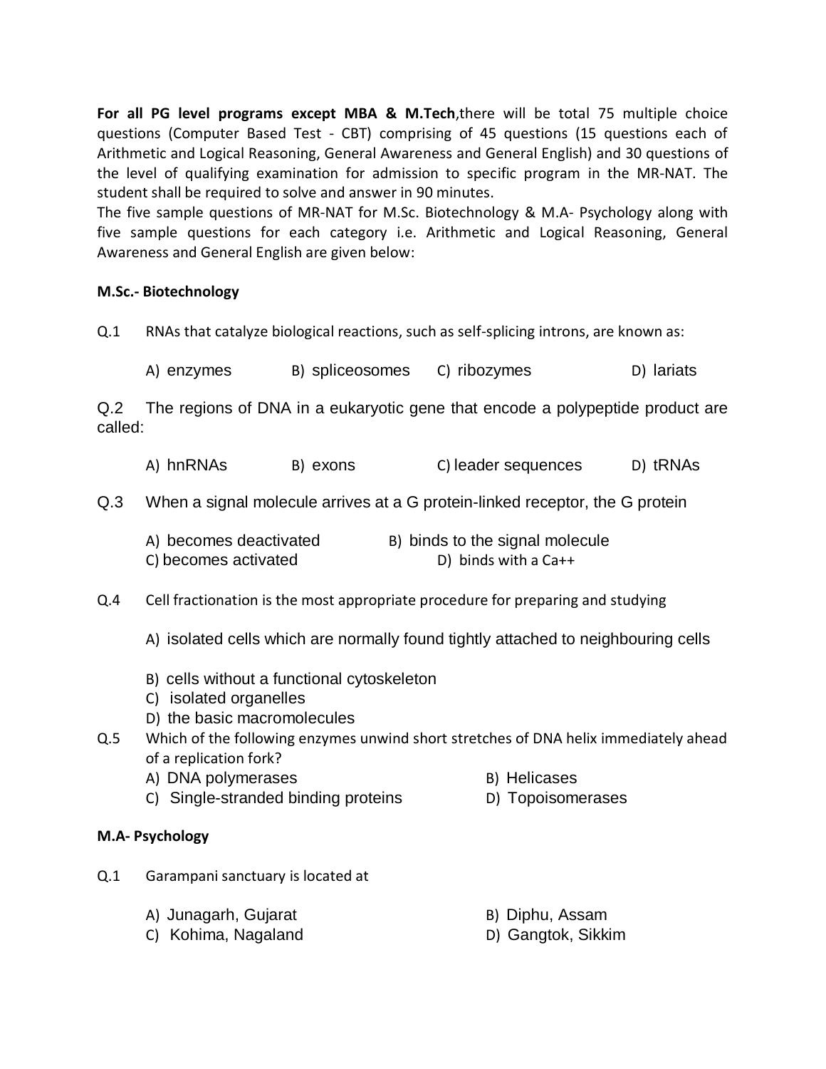**For all PG level programs except MBA & M.Tech**,there will be total 75 multiple choice questions (Computer Based Test - CBT) comprising of 45 questions (15 questions each of Arithmetic and Logical Reasoning, General Awareness and General English) and 30 questions of the level of qualifying examination for admission to specific program in the MR-NAT. The student shall be required to solve and answer in 90 minutes.

The five sample questions of MR-NAT for M.Sc. Biotechnology & M.A- Psychology along with five sample questions for each category i.e. Arithmetic and Logical Reasoning, General Awareness and General English are given below:

**M.Sc.- Biotechnology**

Q.1 RNAs that catalyze biological reactions, such as self-splicing introns, are known as:

A) enzymes B) spliceosomes C) ribozymes D) lariats

Q.2 The regions of DNA in a eukaryotic gene that encode a polypeptide product are called:

A) hnRNAs B) exons C) leader sequences D) tRNAs

Q.3 When a signal molecule arrives at a G protein-linked receptor, the G protein

A) becomes deactivated B) binds to the signal molecule
C) becomes activated D) binds with a Ca++

Q.4 Cell fractionation is the most appropriate procedure for preparing and studying

A) isolated cells which are normally found tightly attached to neighbouring cells
B) cells without a functional cytoskeleton
C) isolated organelles
D) the basic macromolecules

Q.5 Which of the following enzymes unwind short stretches of DNA helix immediately ahead of a replication fork?

A) DNA polymerases B) Helicases
C) Single-stranded binding proteins D) Topoisomerases

**M.A- Psychology**

Q.1 Garampani sanctuary is located at

A) Junagarh, Gujarat B) Diphu, Assam
C) Kohima, Nagaland D) Gangtok, Sikkim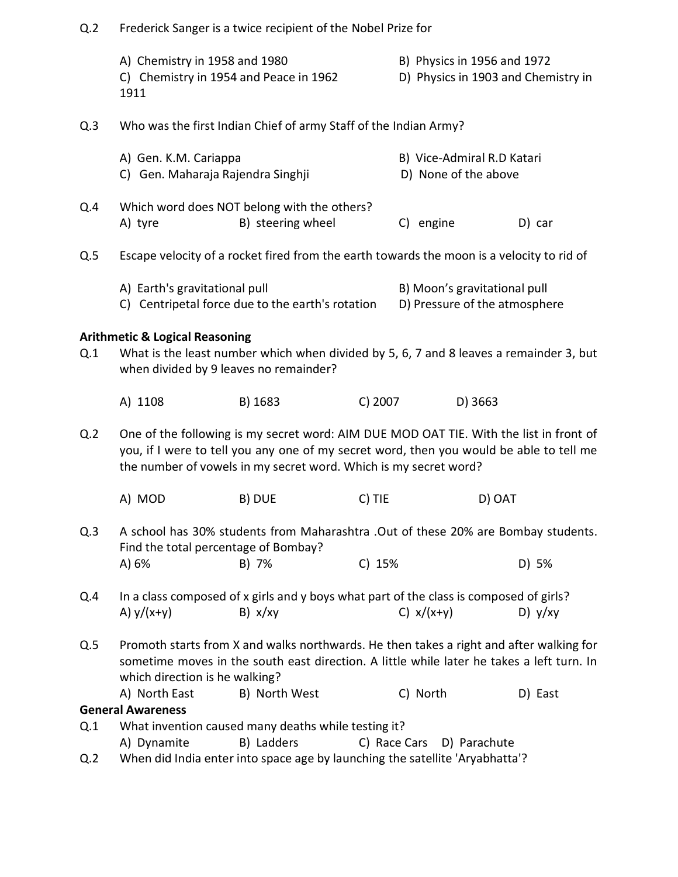Q.2 Frederick Sanger is a twice recipient of the Nobel Prize for

A) Chemistry in 1958 and 1980
B) Physics in 1956 and 1972
C) Chemistry in 1954 and Peace in 1962
D) Physics in 1903 and Chemistry in 1911

Q.3 Who was the first Indian Chief of army Staff of the Indian Army?

A) Gen. K.M. Cariappa
B) Vice-Admiral R.D Katari
C) Gen. Maharaja Rajendra Singhji
D) None of the above

Q.4 Which word does NOT belong with the others?

A) tyre
B) steering wheel
C) engine
D) car

Q.5 Escape velocity of a rocket fired from the earth towards the moon is a velocity to rid of

A) Earth's gravitational pull
B) Moon's gravitational pull
C) Centripetal force due to the earth's rotation
D) Pressure of the atmosphere

**Arithmetic & Logical Reasoning**

Q.1 What is the least number which when divided by 5, 6, 7 and 8 leaves a remainder 3, but when divided by 9 leaves no remainder?

A) 1108
B) 1683
C) 2007
D) 3663

Q.2 One of the following is my secret word: AIM DUE MOD OAT TIE. With the list in front of you, if I were to tell you any one of my secret word, then you would be able to tell me the number of vowels in my secret word. Which is my secret word?

A) MOD
B) DUE
C) TIE
D) OAT

Q.3 A school has 30% students from Maharashtra .Out of these 20% are Bombay students. Find the total percentage of Bombay?

A) 6%
B) 7%
C) 15%
D) 5%

Q.4 In a class composed of x girls and y boys what part of the class is composed of girls?

A) $y/(x+y)$
B) $x/xy$
C) $x/(x+y)$
D) $y/xy$

Q.5 Promoth starts from X and walks northwards. He then takes a right and after walking for sometime moves in the south east direction. A little while later he takes a left turn. In which direction is he walking?

A) North East
B) North West
C) North
D) East

**General Awareness**

Q.1 What invention caused many deaths while testing it?

A) Dynamite
B) Ladders
C) Race Cars
D) Parachute

Q.2 When did India enter into space age by launching the satellite 'Aryabhatta'?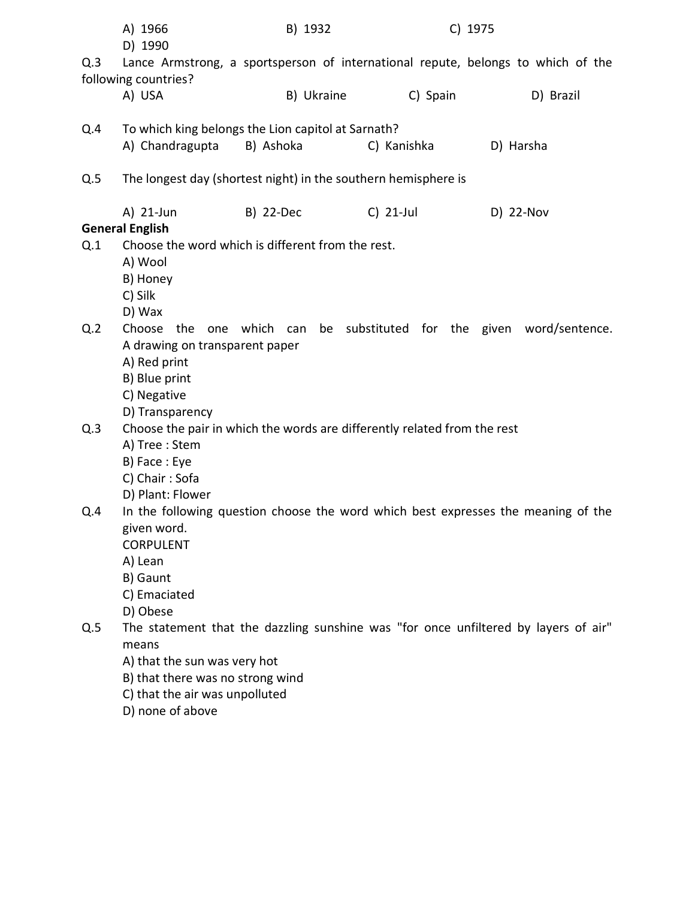A) 1966 B) 1932 C) 1975
D) 1990

Q.3 Lance Armstrong, a sportsperson of international repute, belongs to which of the following countries?
A) USA B) Ukraine C) Spain D) Brazil

Q.4 To which king belongs the Lion capitol at Sarnath?
A) Chandragupta B) Ashoka C) Kanishka D) Harsha

Q.5 The longest day (shortest night) in the southern hemisphere is

A) 21-Jun B) 22-Dec C) 21-Jul D) 22-Nov

**General English**

Q.1 Choose the word which is different from the rest.
A) Wool
B) Honey
C) Silk
D) Wax

Q.2 Choose the one which can be substituted for the given word/sentence.
A drawing on transparent paper
A) Red print
B) Blue print
C) Negative
D) Transparency

Q.3 Choose the pair in which the words are differently related from the rest
A) Tree : Stem
B) Face : Eye
C) Chair : Sofa
D) Plant: Flower

Q.4 In the following question choose the word which best expresses the meaning of the given word.
CORPULENT
A) Lean
B) Gaunt
C) Emaciated
D) Obese

Q.5 The statement that the dazzling sunshine was "for once unfiltered by layers of air" means
A) that the sun was very hot
B) that there was no strong wind
C) that the air was unpolluted
D) none of above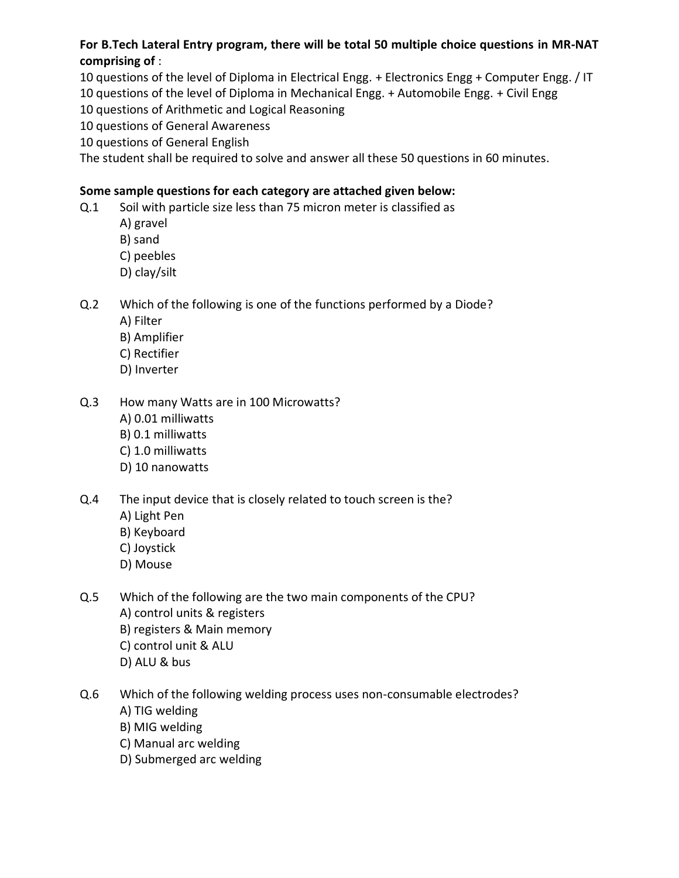**For B.Tech Lateral Entry program, there will be total 50 multiple choice questions in MR-NAT comprising of** :

10 questions of the level of Diploma in Electrical Engg. + Electronics Engg + Computer Engg. / IT
10 questions of the level of Diploma in Mechanical Engg. + Automobile Engg. + Civil Engg
10 questions of Arithmetic and Logical Reasoning
10 questions of General Awareness
10 questions of General English
The student shall be required to solve and answer all these 50 questions in 60 minutes.

**Some sample questions for each category are attached given below:**

Q.1 Soil with particle size less than 75 micron meter is classified as
- A) gravel
- B) sand
- C) peebles
- D) clay/silt

Q.2 Which of the following is one of the functions performed by a Diode?
- A) Filter
- B) Amplifier
- C) Rectifier
- D) Inverter

Q.3 How many Watts are in 100 Microwatts?
- A) 0.01 milliwatts
- B) 0.1 milliwatts
- C) 1.0 milliwatts
- D) 10 nanowatts

Q.4 The input device that is closely related to touch screen is the?
- A) Light Pen
- B) Keyboard
- C) Joystick
- D) Mouse

Q.5 Which of the following are the two main components of the CPU?
- A) control units & registers
- B) registers & Main memory
- C) control unit & ALU
- D) ALU & bus

Q.6 Which of the following welding process uses non-consumable electrodes?
- A) TIG welding
- B) MIG welding
- C) Manual arc welding
- D) Submerged arc welding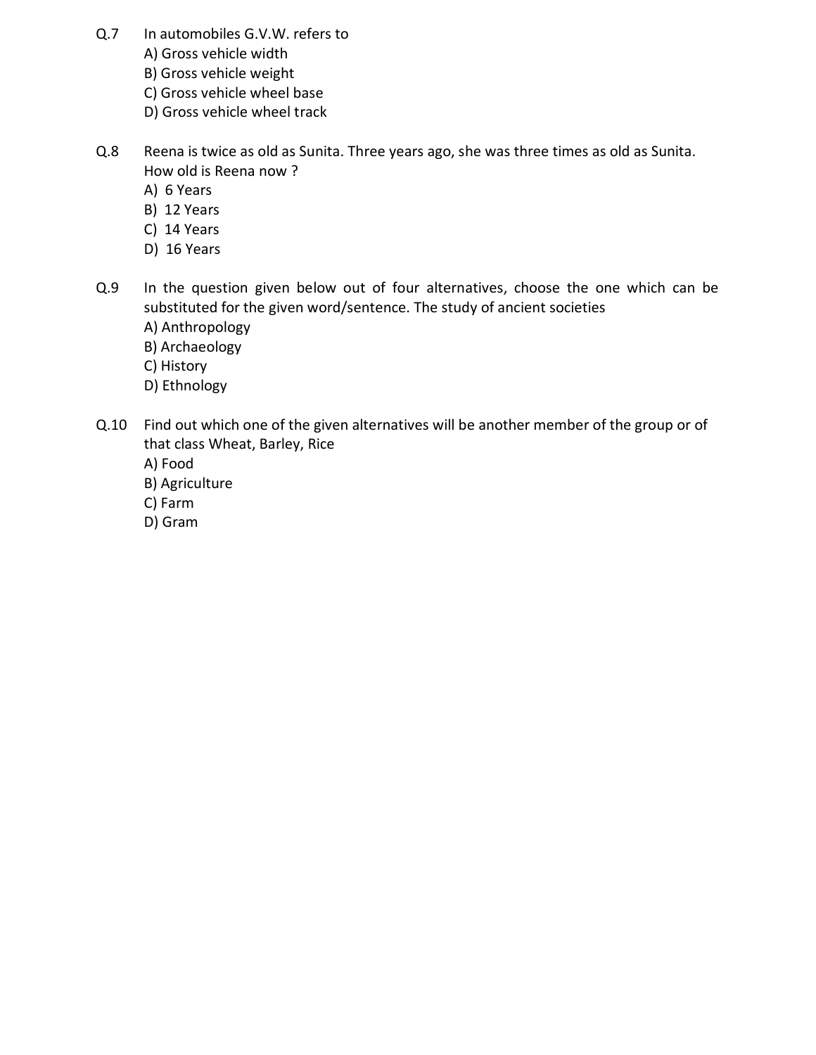Q.7 In automobiles G.V.W. refers to

A) Gross vehicle width

B) Gross vehicle weight

C) Gross vehicle wheel base

D) Gross vehicle wheel track

Q.8 Reena is twice as old as Sunita. Three years ago, she was three times as old as Sunita. How old is Reena now ?

A) 6 Years

B) 12 Years

C) 14 Years

D) 16 Years

Q.9 In the question given below out of four alternatives, choose the one which can be substituted for the given word/sentence. The study of ancient societies

A) Anthropology

B) Archaeology

C) History

D) Ethnology

Q.10 Find out which one of the given alternatives will be another member of the group or of that class Wheat, Barley, Rice

A) Food

B) Agriculture

C) Farm

D) Gram